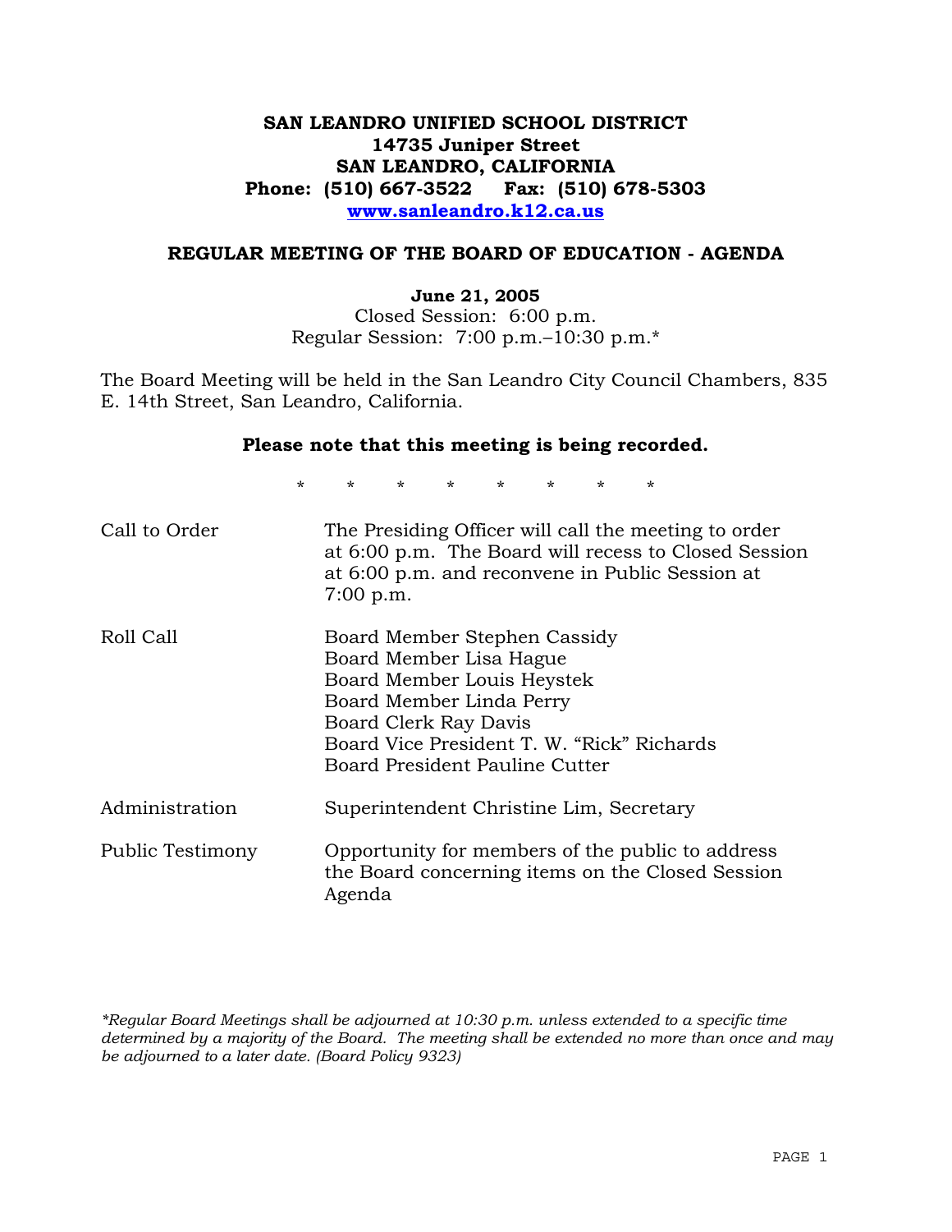**SAN LEANDRO UNIFIED SCHOOL DISTRICT**
**14735 Juniper Street**
**SAN LEANDRO, CALIFORNIA**
**Phone: (510) 667-3522 Fax: (510) 678-5303**
**www.sanleandro.k12.ca.us**

## REGULAR MEETING OF THE BOARD OF EDUCATION - AGENDA

**June 21, 2005**
Closed Session: 6:00 p.m.
Regular Session: 7:00 p.m.–10:30 p.m.*

The Board Meeting will be held in the San Leandro City Council Chambers, 835 E. 14th Street, San Leandro, California.

**Please note that this meeting is being recorded.**

\* \* \* \* \* \* \* \*

| | |
|---|---|
| Call to Order | The Presiding Officer will call the meeting to order at 6:00 p.m. The Board will recess to Closed Session at 6:00 p.m. and reconvene in Public Session at 7:00 p.m. |
| Roll Call | Board Member Stephen Cassidy<br>Board Member Lisa Hague<br>Board Member Louis Heystek<br>Board Member Linda Perry<br>Board Clerk Ray Davis<br>Board Vice President T. W. "Rick" Richards<br>Board President Pauline Cutter |
| Administration | Superintendent Christine Lim, Secretary |
| Public Testimony | Opportunity for members of the public to address the Board concerning items on the Closed Session Agenda |

*\*Regular Board Meetings shall be adjourned at 10:30 p.m. unless extended to a specific time determined by a majority of the Board. The meeting shall be extended no more than once and may be adjourned to a later date. (Board Policy 9323)*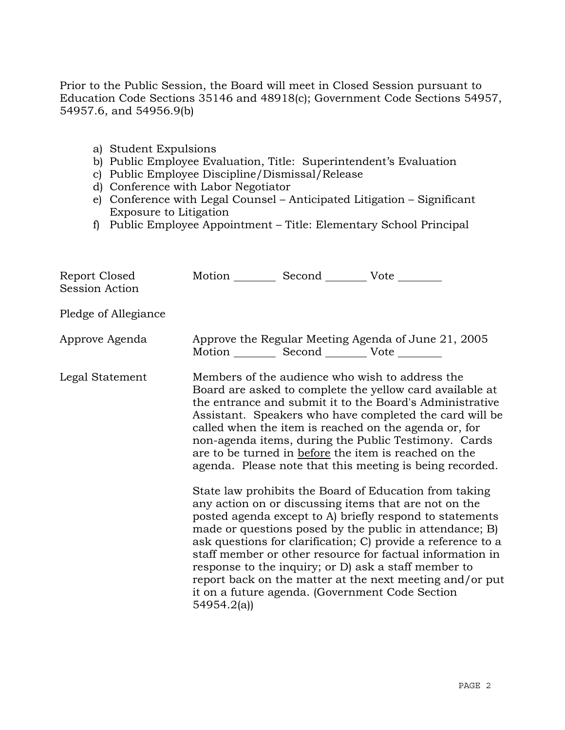Prior to the Public Session, the Board will meet in Closed Session pursuant to Education Code Sections 35146 and 48918(c); Government Code Sections 54957, 54957.6, and 54956.9(b)

a) Student Expulsions
b) Public Employee Evaluation, Title: Superintendent's Evaluation
c) Public Employee Discipline/Dismissal/Release
d) Conference with Labor Negotiator
e) Conference with Legal Counsel – Anticipated Litigation – Significant Exposure to Litigation
f) Public Employee Appointment – Title: Elementary School Principal

**Report Closed Session Action**

Motion ________ Second ________ Vote ________

**Pledge of Allegiance**

**Approve Agenda**

Approve the Regular Meeting Agenda of June 21, 2005
Motion ________ Second ________ Vote ________

**Legal Statement**

Members of the audience who wish to address the Board are asked to complete the yellow card available at the entrance and submit it to the Board's Administrative Assistant. Speakers who have completed the card will be called when the item is reached on the agenda or, for non-agenda items, during the Public Testimony. Cards are to be turned in <u>before</u> the item is reached on the agenda. Please note that this meeting is being recorded.

State law prohibits the Board of Education from taking any action on or discussing items that are not on the posted agenda except to A) briefly respond to statements made or questions posed by the public in attendance; B) ask questions for clarification; C) provide a reference to a staff member or other resource for factual information in response to the inquiry; or D) ask a staff member to report back on the matter at the next meeting and/or put it on a future agenda. (Government Code Section 54954.2(a))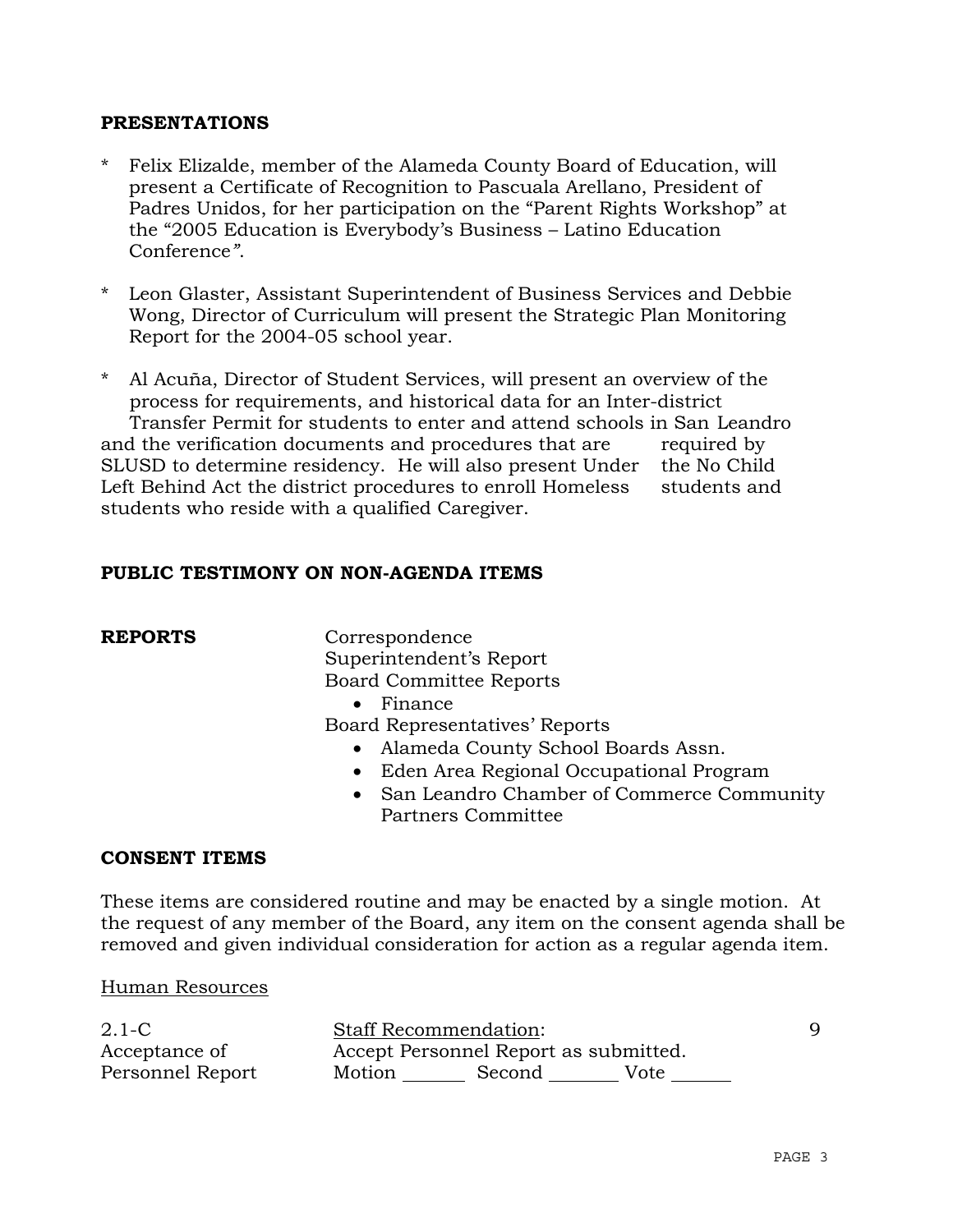**PRESENTATIONS**

* Felix Elizalde, member of the Alameda County Board of Education, will present a Certificate of Recognition to Pascuala Arellano, President of Padres Unidos, for her participation on the "Parent Rights Workshop" at the "2005 Education is Everybody's Business – Latino Education Conference".

* Leon Glaster, Assistant Superintendent of Business Services and Debbie Wong, Director of Curriculum will present the Strategic Plan Monitoring Report for the 2004-05 school year.

* Al Acuña, Director of Student Services, will present an overview of the process for requirements, and historical data for an Inter-district Transfer Permit for students to enter and attend schools in San Leandro and the verification documents and procedures that are required by SLUSD to determine residency. He will also present Under the No Child Left Behind Act the district procedures to enroll Homeless students and students who reside with a qualified Caregiver.

**PUBLIC TESTIMONY ON NON-AGENDA ITEMS**

**REPORTS**

Correspondence
Superintendent's Report
Board Committee Reports

- Finance

Board Representatives' Reports

- Alameda County School Boards Assn.
- Eden Area Regional Occupational Program
- San Leandro Chamber of Commerce Community Partners Committee

**CONSENT ITEMS**

These items are considered routine and may be enacted by a single motion. At the request of any member of the Board, any item on the consent agenda shall be removed and given individual consideration for action as a regular agenda item.

Human Resources

| | | |
|---|---|---|
| 2.1-C Acceptance of Personnel Report | Staff Recommendation: Accept Personnel Report as submitted. Motion ______ Second ______ Vote ______ | 9 |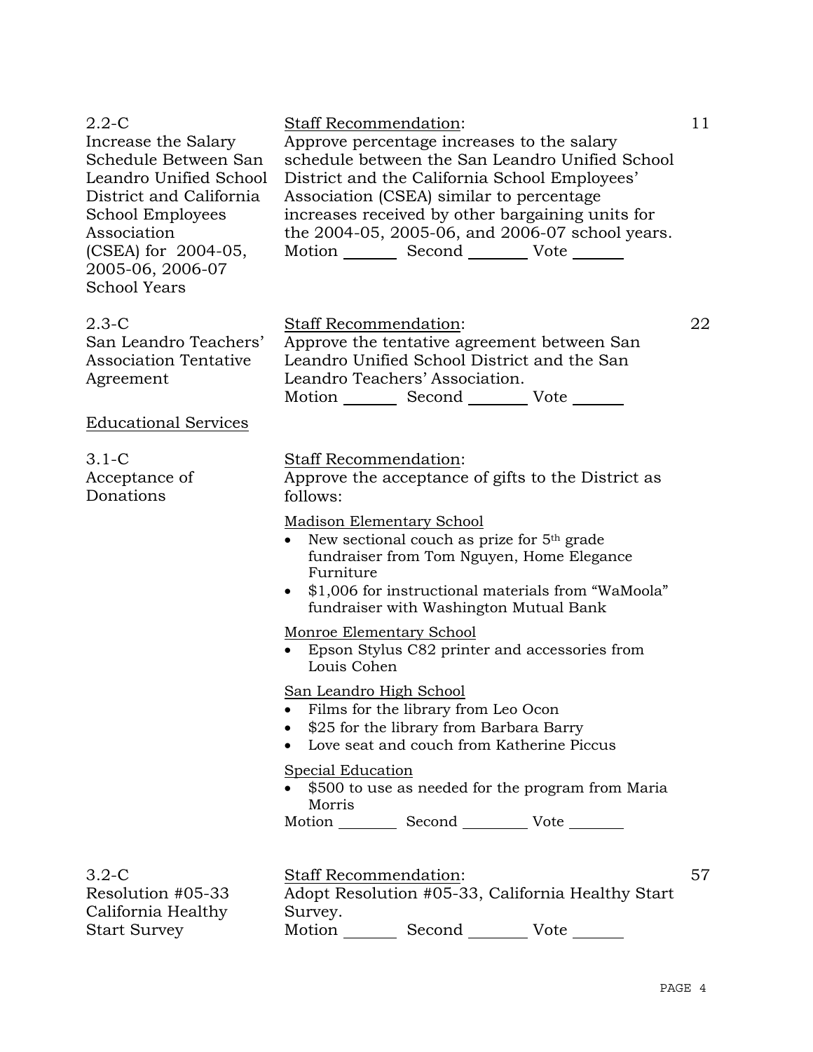2.2-C
Increase the Salary Schedule Between San Leandro Unified School District and California School Employees Association (CSEA) for 2004-05, 2005-06, 2006-07 School Years

Staff Recommendation:
Approve percentage increases to the salary schedule between the San Leandro Unified School District and the California School Employees' Association (CSEA) similar to percentage increases received by other bargaining units for the 2004-05, 2005-06, and 2006-07 school years.
Motion _______ Second _______ Vote _______

11

2.3-C
San Leandro Teachers' Association Tentative Agreement

Staff Recommendation:
Approve the tentative agreement between San Leandro Unified School District and the San Leandro Teachers' Association.
Motion _______ Second _______ Vote _______

22

Educational Services

3.1-C
Acceptance of Donations

Staff Recommendation:
Approve the acceptance of gifts to the District as follows:

Madison Elementary School

- New sectional couch as prize for 5th grade fundraiser from Tom Nguyen, Home Elegance Furniture
- $1,006 for instructional materials from "WaMoola" fundraiser with Washington Mutual Bank

Monroe Elementary School

- Epson Stylus C82 printer and accessories from Louis Cohen

San Leandro High School

- Films for the library from Leo Ocon
- $25 for the library from Barbara Barry
- Love seat and couch from Katherine Piccus

Special Education

- $500 to use as needed for the program from Maria Morris

Motion _______ Second _______ Vote _______

3.2-C
Resolution #05-33 California Healthy Start Survey

Staff Recommendation:
Adopt Resolution #05-33, California Healthy Start Survey.
Motion _______ Second _______ Vote _______

57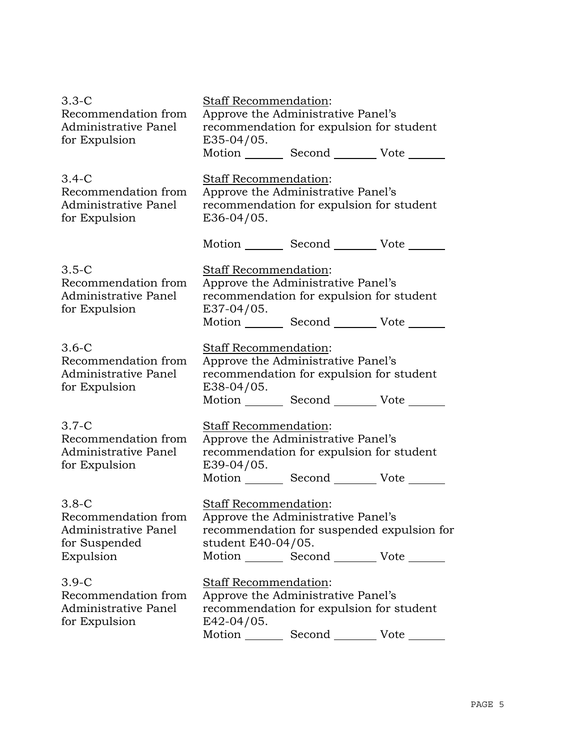| | |
|---|---|
| 3.3-C<br>Recommendation from Administrative Panel for Expulsion | Staff Recommendation:<br>Approve the Administrative Panel's recommendation for expulsion for student E35-04/05.<br>Motion _______ Second _______ Vote _______ |
| 3.4-C<br>Recommendation from Administrative Panel for Expulsion | Staff Recommendation:<br>Approve the Administrative Panel's recommendation for expulsion for student E36-04/05.<br>Motion _______ Second _______ Vote _______ |
| 3.5-C<br>Recommendation from Administrative Panel for Expulsion | Staff Recommendation:<br>Approve the Administrative Panel's recommendation for expulsion for student E37-04/05.<br>Motion _______ Second _______ Vote _______ |
| 3.6-C<br>Recommendation from Administrative Panel for Expulsion | Staff Recommendation:<br>Approve the Administrative Panel's recommendation for expulsion for student E38-04/05.<br>Motion _______ Second _______ Vote _______ |
| 3.7-C<br>Recommendation from Administrative Panel for Expulsion | Staff Recommendation:<br>Approve the Administrative Panel's recommendation for expulsion for student E39-04/05.<br>Motion _______ Second _______ Vote _______ |
| 3.8-C<br>Recommendation from Administrative Panel for Suspended Expulsion | Staff Recommendation:<br>Approve the Administrative Panel's recommendation for suspended expulsion for student E40-04/05.<br>Motion _______ Second _______ Vote _______ |
| 3.9-C<br>Recommendation from Administrative Panel for Expulsion | Staff Recommendation:<br>Approve the Administrative Panel's recommendation for expulsion for student E42-04/05.<br>Motion _______ Second _______ Vote _______ |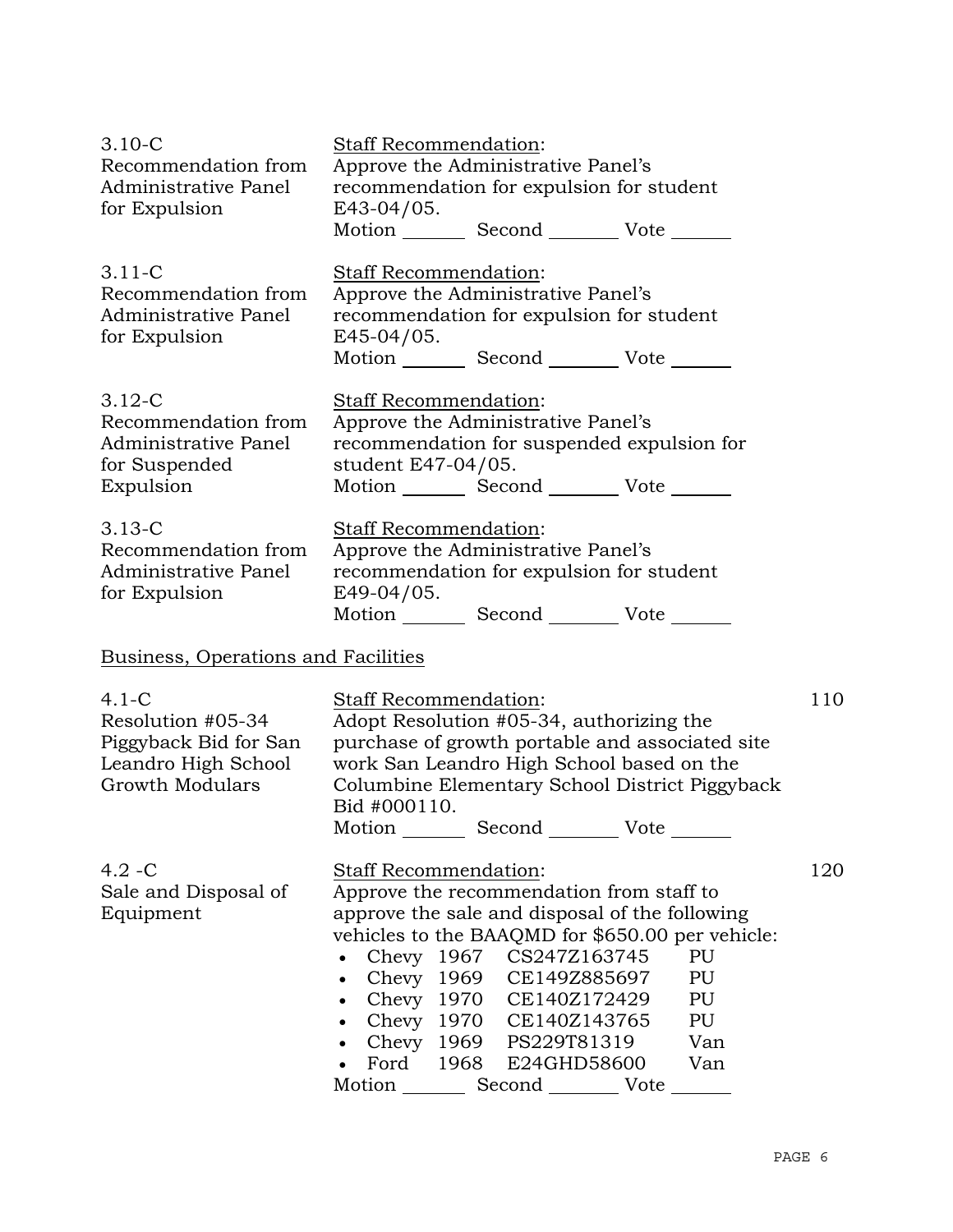3.10-C
Recommendation from Administrative Panel for Expulsion

Staff Recommendation:
Approve the Administrative Panel's recommendation for expulsion for student E43-04/05.
Motion _______ Second _______ Vote _______

3.11-C
Recommendation from Administrative Panel for Expulsion

Staff Recommendation:
Approve the Administrative Panel's recommendation for expulsion for student E45-04/05.
Motion _______ Second _______ Vote _______

3.12-C
Recommendation from Administrative Panel for Suspended Expulsion

Staff Recommendation:
Approve the Administrative Panel's recommendation for suspended expulsion for student E47-04/05.
Motion _______ Second _______ Vote _______

3.13-C
Recommendation from Administrative Panel for Expulsion

Staff Recommendation:
Approve the Administrative Panel's recommendation for expulsion for student E49-04/05.
Motion _______ Second _______ Vote _______

## Business, Operations and Facilities

4.1-C
Resolution #05-34 Piggyback Bid for San Leandro High School Growth Modulars

Staff Recommendation: 110
Adopt Resolution #05-34, authorizing the purchase of growth portable and associated site work San Leandro High School based on the Columbine Elementary School District Piggyback Bid #000110.
Motion _______ Second _______ Vote _______

4.2 -C
Sale and Disposal of Equipment

Staff Recommendation: 120
Approve the recommendation from staff to approve the sale and disposal of the following vehicles to the BAAQMD for $650.00 per vehicle:

- Chevy 1967 CS247Z163745 PU
- Chevy 1969 CE149Z885697 PU
- Chevy 1970 CE140Z172429 PU
- Chevy 1970 CE140Z143765 PU
- Chevy 1969 PS229T81319 Van
- Ford 1968 E24GHD58600 Van

Motion _______ Second _______ Vote _______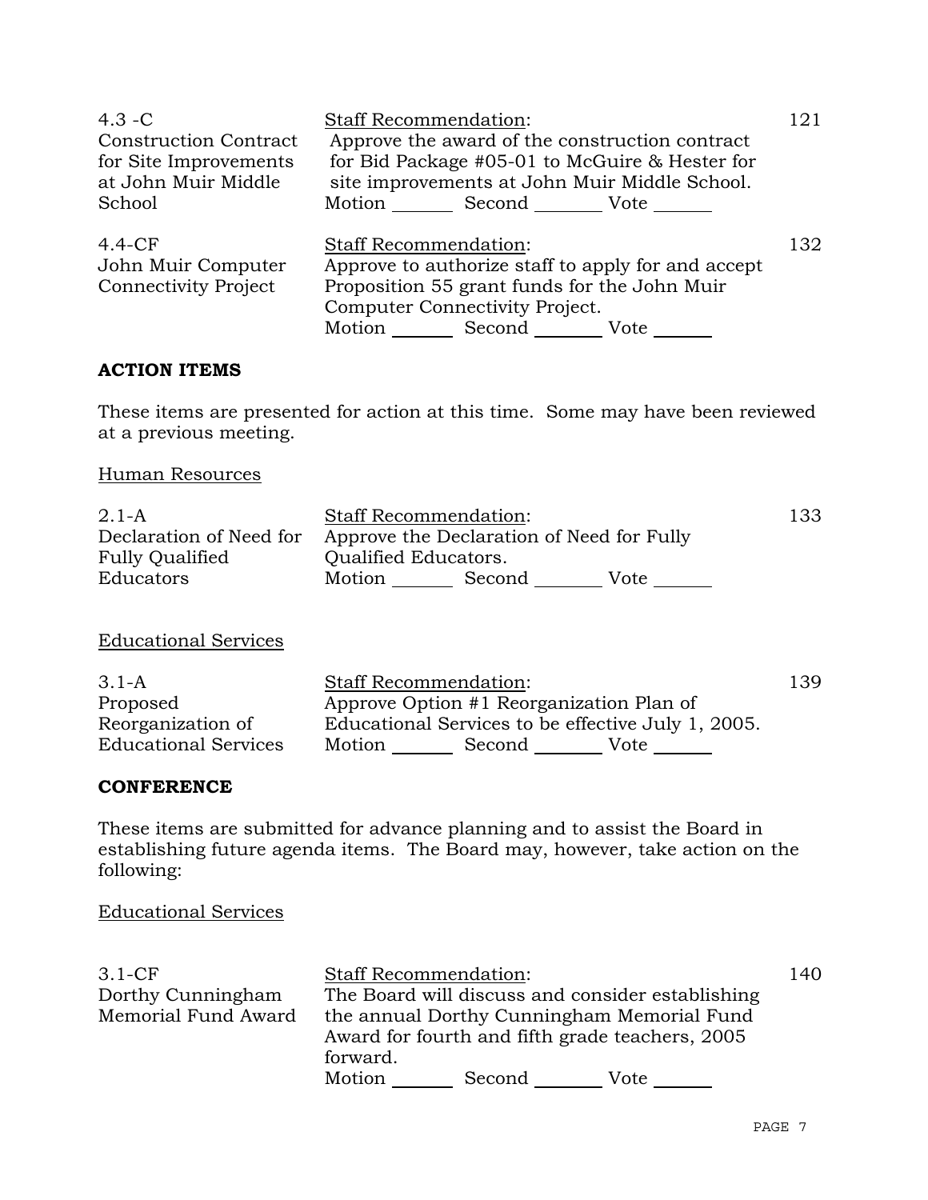| | | |
|---|---|---|
| 4.3 -C<br>Construction Contract for Site Improvements at John Muir Middle School | Staff Recommendation:<br>Approve the award of the construction contract for Bid Package #05-01 to McGuire & Hester for site improvements at John Muir Middle School.<br>Motion _______ Second _______ Vote _______ | 121 |
| 4.4-CF<br>John Muir Computer Connectivity Project | Staff Recommendation:<br>Approve to authorize staff to apply for and accept Proposition 55 grant funds for the John Muir Computer Connectivity Project.<br>Motion _______ Second _______ Vote _______ | 132 |

**ACTION ITEMS**

These items are presented for action at this time. Some may have been reviewed at a previous meeting.

Human Resources

| | | |
|---|---|---|
| 2.1-A<br>Declaration of Need for Fully Qualified Educators | Staff Recommendation:<br>Approve the Declaration of Need for Fully Qualified Educators.<br>Motion _______ Second _______ Vote _______ | 133 |

Educational Services

| | | |
|---|---|---|
| 3.1-A<br>Proposed Reorganization of Educational Services | Staff Recommendation:<br>Approve Option #1 Reorganization Plan of Educational Services to be effective July 1, 2005.<br>Motion _______ Second _______ Vote _______ | 139 |

**CONFERENCE**

These items are submitted for advance planning and to assist the Board in establishing future agenda items. The Board may, however, take action on the following:

Educational Services

| | | |
|---|---|---|
| 3.1-CF<br>Dorthy Cunningham Memorial Fund Award | Staff Recommendation:<br>The Board will discuss and consider establishing the annual Dorthy Cunningham Memorial Fund Award for fourth and fifth grade teachers, 2005 forward.<br>Motion _______ Second _______ Vote _______ | 140 |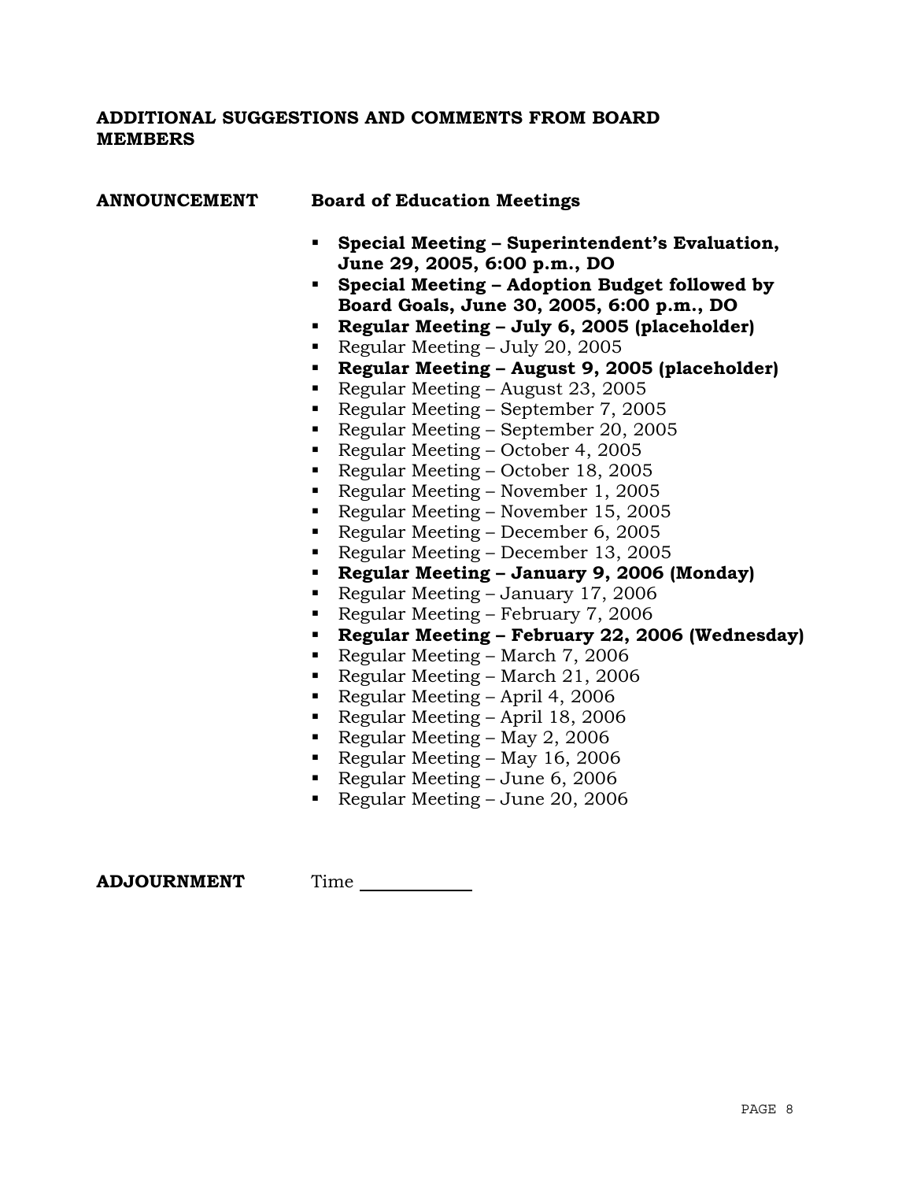**ADDITIONAL SUGGESTIONS AND COMMENTS FROM BOARD MEMBERS**

**ANNOUNCEMENT** **Board of Education Meetings**

- **Special Meeting – Superintendent's Evaluation, June 29, 2005, 6:00 p.m., DO**
- **Special Meeting – Adoption Budget followed by Board Goals, June 30, 2005, 6:00 p.m., DO**
- **Regular Meeting – July 6, 2005 (placeholder)**
- Regular Meeting – July 20, 2005
- **Regular Meeting – August 9, 2005 (placeholder)**
- Regular Meeting – August 23, 2005
- Regular Meeting – September 7, 2005
- Regular Meeting – September 20, 2005
- Regular Meeting – October 4, 2005
- Regular Meeting – October 18, 2005
- Regular Meeting – November 1, 2005
- Regular Meeting – November 15, 2005
- Regular Meeting – December 6, 2005
- Regular Meeting – December 13, 2005
- **Regular Meeting – January 9, 2006 (Monday)**
- Regular Meeting – January 17, 2006
- Regular Meeting – February 7, 2006
- **Regular Meeting – February 22, 2006 (Wednesday)**
- Regular Meeting – March 7, 2006
- Regular Meeting – March 21, 2006
- Regular Meeting – April 4, 2006
- Regular Meeting – April 18, 2006
- Regular Meeting – May 2, 2006
- Regular Meeting – May 16, 2006
- Regular Meeting – June 6, 2006
- Regular Meeting – June 20, 2006

**ADJOURNMENT** Time ___________